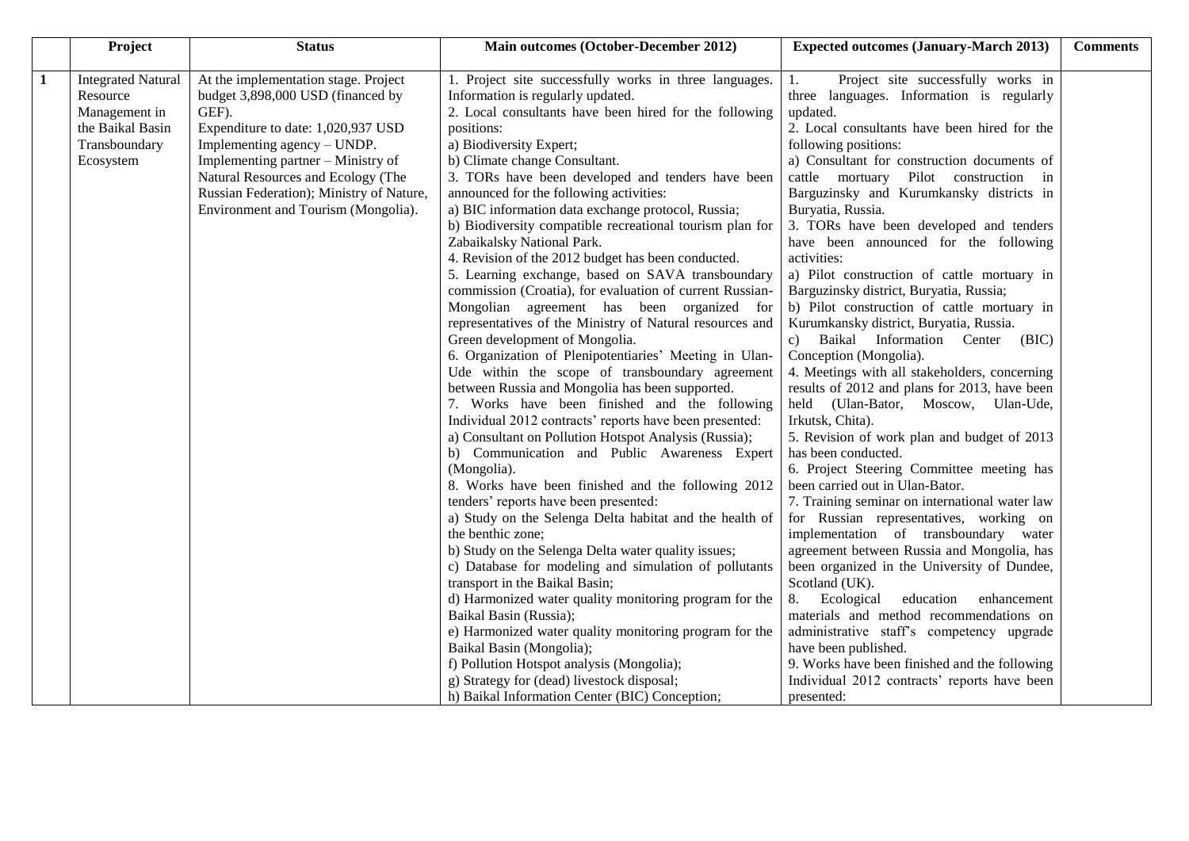|  | Project | Status | Main outcomes (October-December 2012) | Expected outcomes (January-March 2013) | Comments |
|---|---|---|---|---|---|
| 1 | Integrated Natural Resource Management in the Baikal Basin Transboundary Ecosystem | At the implementation stage. Project budget 3,898,000 USD (financed by GEF).<br>Expenditure to date: 1,020,937 USD<br>Implementing agency – UNDP.<br>Implementing partner – Ministry of Natural Resources and Ecology (The Russian Federation); Ministry of Nature, Environment and Tourism (Mongolia). | 1. Project site successfully works in three languages. Information is regularly updated.<br>2. Local consultants have been hired for the following positions:<br>a) Biodiversity Expert;<br>b) Climate change Consultant.<br>3. TORs have been developed and tenders have been announced for the following activities:<br>a) BIC information data exchange protocol, Russia;<br>b) Biodiversity compatible recreational tourism plan for Zabaikalsky National Park.<br>4. Revision of the 2012 budget has been conducted.<br>5. Learning exchange, based on SAVA transboundary commission (Croatia), for evaluation of current Russian-Mongolian agreement has been organized for representatives of the Ministry of Natural resources and Green development of Mongolia.<br>6. Organization of Plenipotentiaries' Meeting in Ulan-Ude within the scope of transboundary agreement between Russia and Mongolia has been supported.<br>7. Works have been finished and the following Individual 2012 contracts' reports have been presented:<br>a) Consultant on Pollution Hotspot Analysis (Russia);<br>b) Communication and Public Awareness Expert (Mongolia).<br>8. Works have been finished and the following 2012 tenders' reports have been presented:<br>a) Study on the Selenga Delta habitat and the health of the benthic zone;<br>b) Study on the Selenga Delta water quality issues;<br>c) Database for modeling and simulation of pollutants transport in the Baikal Basin;<br>d) Harmonized water quality monitoring program for the Baikal Basin (Russia);<br>e) Harmonized water quality monitoring program for the Baikal Basin (Mongolia);<br>f) Pollution Hotspot analysis (Mongolia);<br>g) Strategy for (dead) livestock disposal;<br>h) Baikal Information Center (BIC) Conception; | 1. Project site successfully works in three languages. Information is regularly updated.<br>2. Local consultants have been hired for the following positions:<br>a) Consultant for construction documents of cattle mortuary Pilot construction in Barguzinsky and Kurumkansky districts in Buryatia, Russia.<br>3. TORs have been developed and tenders have been announced for the following activities:<br>a) Pilot construction of cattle mortuary in Barguzinsky district, Buryatia, Russia;<br>b) Pilot construction of cattle mortuary in Kurumkansky district, Buryatia, Russia.<br>c) Baikal Information Center (BIC) Conception (Mongolia).<br>4. Meetings with all stakeholders, concerning results of 2012 and plans for 2013, have been held (Ulan-Bator, Moscow, Ulan-Ude, Irkutsk, Chita).<br>5. Revision of work plan and budget of 2013 has been conducted.<br>6. Project Steering Committee meeting has been carried out in Ulan-Bator.<br>7. Training seminar on international water law for Russian representatives, working on implementation of transboundary water agreement between Russia and Mongolia, has been organized in the University of Dundee, Scotland (UK).<br>8. Ecological education enhancement materials and method recommendations on administrative staff's competency upgrade have been published.<br>9. Works have been finished and the following Individual 2012 contracts' reports have been presented: |  |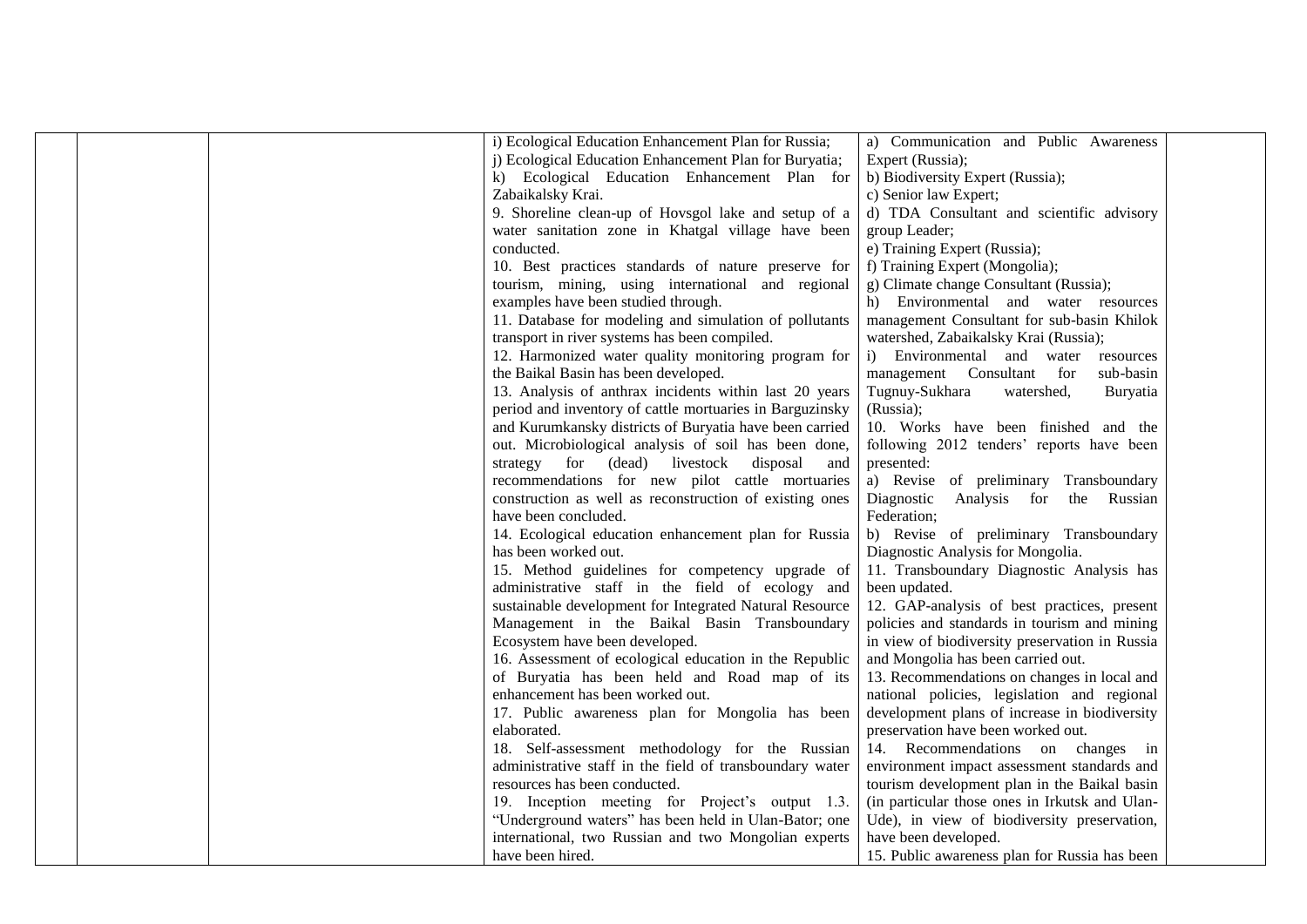|  |  |  | i) Ecological Education Enhancement Plan for Russia;<br>j) Ecological Education Enhancement Plan for Buryatia;<br>k) Ecological Education Enhancement Plan for Zabaikalsky Krai.<br>9. Shoreline clean-up of Hovsgol lake and setup of a water sanitation zone in Khatgal village have been conducted.<br>10. Best practices standards of nature preserve for tourism, mining, using international and regional examples have been studied through.<br>11. Database for modeling and simulation of pollutants transport in river systems has been compiled.<br>12. Harmonized water quality monitoring program for the Baikal Basin has been developed.<br>13. Analysis of anthrax incidents within last 20 years period and inventory of cattle mortuaries in Barguzinsky and Kurumkansky districts of Buryatia have been carried out. Microbiological analysis of soil has been done, strategy for (dead) livestock disposal and recommendations for new pilot cattle mortuaries construction as well as reconstruction of existing ones have been concluded.<br>14. Ecological education enhancement plan for Russia has been worked out.<br>15. Method guidelines for competency upgrade of administrative staff in the field of ecology and sustainable development for Integrated Natural Resource Management in the Baikal Basin Transboundary Ecosystem have been developed.<br>16. Assessment of ecological education in the Republic of Buryatia has been held and Road map of its enhancement has been worked out.<br>17. Public awareness plan for Mongolia has been elaborated.<br>18. Self-assessment methodology for the Russian administrative staff in the field of transboundary water resources has been conducted.<br>19. Inception meeting for Project's output 1.3. "Underground waters" has been held in Ulan-Bator; one international, two Russian and two Mongolian experts have been hired. | a) Communication and Public Awareness Expert (Russia);<br>b) Biodiversity Expert (Russia);<br>c) Senior law Expert;<br>d) TDA Consultant and scientific advisory group Leader;<br>e) Training Expert (Russia);<br>f) Training Expert (Mongolia);<br>g) Climate change Consultant (Russia);<br>h) Environmental and water resources management Consultant for sub-basin Khilok watershed, Zabaikalsky Krai (Russia);<br>i) Environmental and water resources management Consultant for sub-basin Tugnuy-Sukhara watershed, Buryatia (Russia);<br>10. Works have been finished and the following 2012 tenders' reports have been presented:<br>a) Revise of preliminary Transboundary Diagnostic Analysis for the Russian Federation;<br>b) Revise of preliminary Transboundary Diagnostic Analysis for Mongolia.<br>11. Transboundary Diagnostic Analysis has been updated.<br>12. GAP-analysis of best practices, present policies and standards in tourism and mining in view of biodiversity preservation in Russia and Mongolia has been carried out.<br>13. Recommendations on changes in local and national policies, legislation and regional development plans of increase in biodiversity preservation have been worked out.<br>14. Recommendations on changes in environment impact assessment standards and tourism development plan in the Baikal basin (in particular those ones in Irkutsk and Ulan-Ude), in view of biodiversity preservation, have been developed.<br>15. Public awareness plan for Russia has been |  |
|---|---|---|---|---|---|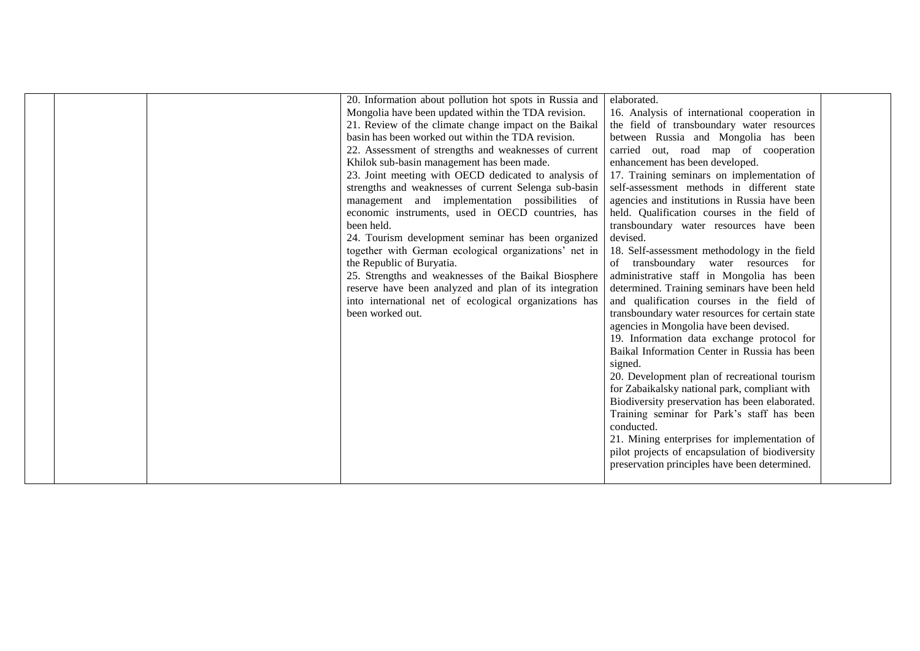| | | | | | |
|---|---|---|---|---|---|
| | | | 20. Information about pollution hot spots in Russia and Mongolia have been updated within the TDA revision.<br>21. Review of the climate change impact on the Baikal basin has been worked out within the TDA revision.<br>22. Assessment of strengths and weaknesses of current Khilok sub-basin management has been made.<br>23. Joint meeting with OECD dedicated to analysis of strengths and weaknesses of current Selenga sub-basin management and implementation possibilities of economic instruments, used in OECD countries, has been held.<br>24. Tourism development seminar has been organized together with German ecological organizations' net in the Republic of Buryatia.<br>25. Strengths and weaknesses of the Baikal Biosphere reserve have been analyzed and plan of its integration into international net of ecological organizations has been worked out. | elaborated.<br>16. Analysis of international cooperation in the field of transboundary water resources between Russia and Mongolia has been carried out, road map of cooperation enhancement has been developed.<br>17. Training seminars on implementation of self-assessment methods in different state agencies and institutions in Russia have been held. Qualification courses in the field of transboundary water resources have been devised.<br>18. Self-assessment methodology in the field of transboundary water resources for administrative staff in Mongolia has been determined. Training seminars have been held and qualification courses in the field of transboundary water resources for certain state agencies in Mongolia have been devised.<br>19. Information data exchange protocol for Baikal Information Center in Russia has been signed.<br>20. Development plan of recreational tourism for Zabaikalsky national park, compliant with Biodiversity preservation has been elaborated. Training seminar for Park's staff has been conducted.<br>21. Mining enterprises for implementation of pilot projects of encapsulation of biodiversity preservation principles have been determined. | |